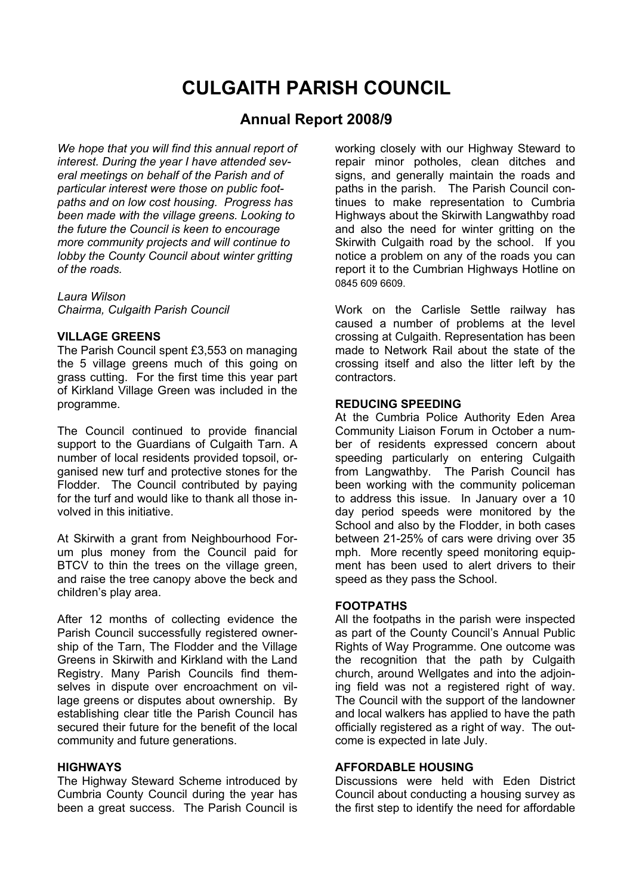# CULGAITH PARISH COUNCIL

## Annual Report 2008/9

*We hope that you will find this annual report of interest. During the year I have attended several meetings on behalf of the Parish and of particular interest were those on public footpaths and on low cost housing. Progress has been made with the village greens. Looking to the future the Council is keen to encourage more community projects and will continue to lobby the County Council about winter gritting of the roads.*

*Laura Wilson*
*Chairma, Culgaith Parish Council*

**VILLAGE GREENS**

The Parish Council spent £3,553 on managing the 5 village greens much of this going on grass cutting. For the first time this year part of Kirkland Village Green was included in the programme.

The Council continued to provide financial support to the Guardians of Culgaith Tarn. A number of local residents provided topsoil, organised new turf and protective stones for the Flodder. The Council contributed by paying for the turf and would like to thank all those involved in this initiative.

At Skirwith a grant from Neighbourhood Forum plus money from the Council paid for BTCV to thin the trees on the village green, and raise the tree canopy above the beck and children's play area.

After 12 months of collecting evidence the Parish Council successfully registered ownership of the Tarn, The Flodder and the Village Greens in Skirwith and Kirkland with the Land Registry. Many Parish Councils find themselves in dispute over encroachment on village greens or disputes about ownership. By establishing clear title the Parish Council has secured their future for the benefit of the local community and future generations.

**HIGHWAYS**

The Highway Steward Scheme introduced by Cumbria County Council during the year has been a great success. The Parish Council is working closely with our Highway Steward to repair minor potholes, clean ditches and signs, and generally maintain the roads and paths in the parish. The Parish Council continues to make representation to Cumbria Highways about the Skirwith Langwathby road and also the need for winter gritting on the Skirwith Culgaith road by the school. If you notice a problem on any of the roads you can report it to the Cumbrian Highways Hotline on 0845 609 6609.

Work on the Carlisle Settle railway has caused a number of problems at the level crossing at Culgaith. Representation has been made to Network Rail about the state of the crossing itself and also the litter left by the contractors.

**REDUCING SPEEDING**

At the Cumbria Police Authority Eden Area Community Liaison Forum in October a number of residents expressed concern about speeding particularly on entering Culgaith from Langwathby. The Parish Council has been working with the community policeman to address this issue. In January over a 10 day period speeds were monitored by the School and also by the Flodder, in both cases between 21-25% of cars were driving over 35 mph. More recently speed monitoring equipment has been used to alert drivers to their speed as they pass the School.

**FOOTPATHS**

All the footpaths in the parish were inspected as part of the County Council's Annual Public Rights of Way Programme. One outcome was the recognition that the path by Culgaith church, around Wellgates and into the adjoining field was not a registered right of way. The Council with the support of the landowner and local walkers has applied to have the path officially registered as a right of way. The outcome is expected in late July.

**AFFORDABLE HOUSING**

Discussions were held with Eden District Council about conducting a housing survey as the first step to identify the need for affordable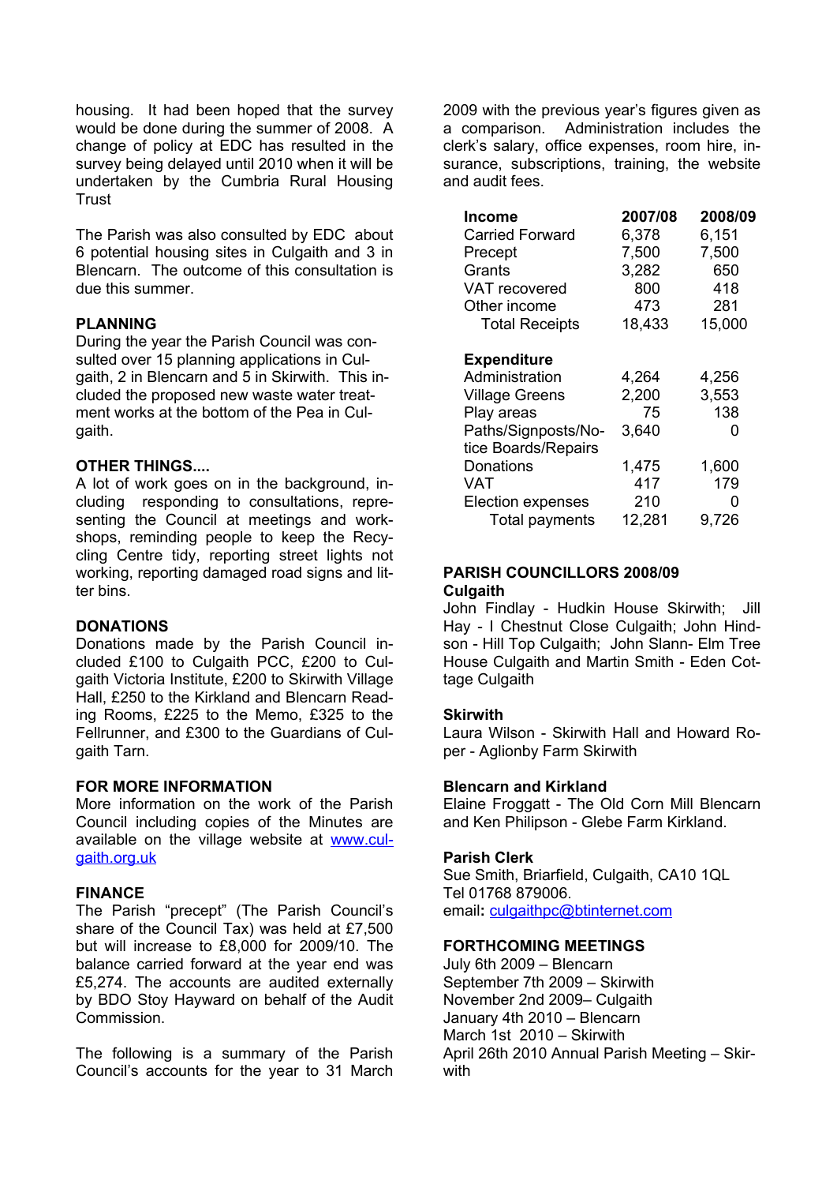housing. It had been hoped that the survey would be done during the summer of 2008. A change of policy at EDC has resulted in the survey being delayed until 2010 when it will be undertaken by the Cumbria Rural Housing Trust

The Parish was also consulted by EDC about 6 potential housing sites in Culgaith and 3 in Blencarn. The outcome of this consultation is due this summer.

## PLANNING

During the year the Parish Council was consulted over 15 planning applications in Culgaith, 2 in Blencarn and 5 in Skirwith. This included the proposed new waste water treatment works at the bottom of the Pea in Culgaith.

## OTHER THINGS....

A lot of work goes on in the background, including responding to consultations, representing the Council at meetings and workshops, reminding people to keep the Recycling Centre tidy, reporting street lights not working, reporting damaged road signs and litter bins.

## DONATIONS

Donations made by the Parish Council included £100 to Culgaith PCC, £200 to Culgaith Victoria Institute, £200 to Skirwith Village Hall, £250 to the Kirkland and Blencarn Reading Rooms, £225 to the Memo, £325 to the Fellrunner, and £300 to the Guardians of Culgaith Tarn.

## FOR MORE INFORMATION

More information on the work of the Parish Council including copies of the Minutes are available on the village website at www.culgaith.org.uk

## FINANCE

The Parish "precept" (The Parish Council's share of the Council Tax) was held at £7,500 but will increase to £8,000 for 2009/10. The balance carried forward at the year end was £5,274. The accounts are audited externally by BDO Stoy Hayward on behalf of the Audit Commission.

The following is a summary of the Parish Council's accounts for the year to 31 March 2009 with the previous year's figures given as a comparison. Administration includes the clerk's salary, office expenses, room hire, insurance, subscriptions, training, the website and audit fees.

| **Income** | **2007/08** | **2008/09** |
|---|---|---|
| Carried Forward | 6,378 | 6,151 |
| Precept | 7,500 | 7,500 |
| Grants | 3,282 | 650 |
| VAT recovered | 800 | 418 |
| Other income | 473 | 281 |
| Total Receipts | 18,433 | 15,000 |
| **Expenditure** | | |
| Administration | 4,264 | 4,256 |
| Village Greens | 2,200 | 3,553 |
| Play areas | 75 | 138 |
| Paths/Signposts/Notice Boards/Repairs | 3,640 | 0 |
| Donations | 1,475 | 1,600 |
| VAT | 417 | 179 |
| Election expenses | 210 | 0 |
| Total payments | 12,281 | 9,726 |

## PARISH COUNCILLORS 2008/09

### Culgaith

John Findlay - Hudkin House Skirwith; Jill Hay - I Chestnut Close Culgaith; John Hindson - Hill Top Culgaith; John Slann- Elm Tree House Culgaith and Martin Smith - Eden Cottage Culgaith

### Skirwith

Laura Wilson - Skirwith Hall and Howard Roper - Aglionby Farm Skirwith

### Blencarn and Kirkland

Elaine Froggatt - The Old Corn Mill Blencarn and Ken Philipson - Glebe Farm Kirkland.

### Parish Clerk

Sue Smith, Briarfield, Culgaith, CA10 1QL
Tel 01768 879006.
email: culgaithpc@btinternet.com

## FORTHCOMING MEETINGS

July 6th 2009 – Blencarn
September 7th 2009 – Skirwith
November 2nd 2009– Culgaith
January 4th 2010 – Blencarn
March 1st 2010 – Skirwith
April 26th 2010 Annual Parish Meeting – Skirwith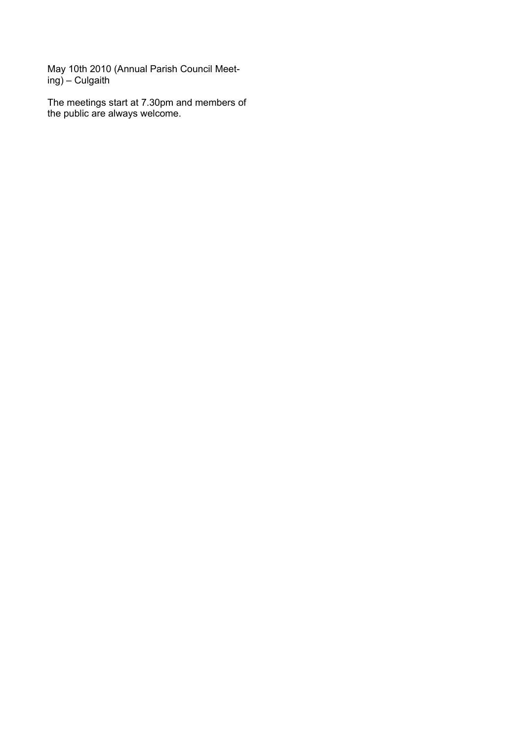May 10th 2010 (Annual Parish Council Meeting) – Culgaith

The meetings start at 7.30pm and members of the public are always welcome.